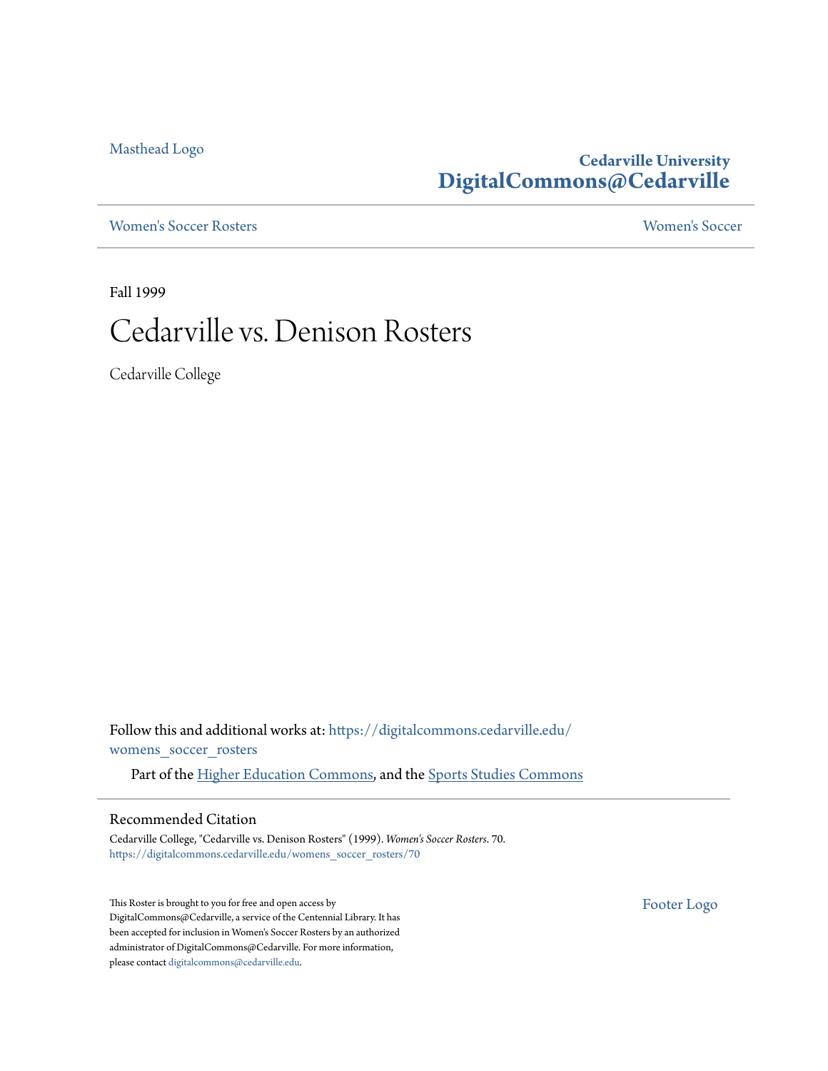Masthead Logo

**Cedarville University**
**DigitalCommons@Cedarville**

Women's Soccer Rosters | Women's Soccer

Fall 1999

# Cedarville vs. Denison Rosters

Cedarville College

Follow this and additional works at: https://digitalcommons.cedarville.edu/womens_soccer_rosters

Part of the Higher Education Commons, and the Sports Studies Commons

## Recommended Citation

Cedarville College, "Cedarville vs. Denison Rosters" (1999). *Women's Soccer Rosters*. 70.
https://digitalcommons.cedarville.edu/womens_soccer_rosters/70

This Roster is brought to you for free and open access by DigitalCommons@Cedarville, a service of the Centennial Library. It has been accepted for inclusion in Women's Soccer Rosters by an authorized administrator of DigitalCommons@Cedarville. For more information, please contact digitalcommons@cedarville.edu.

Footer Logo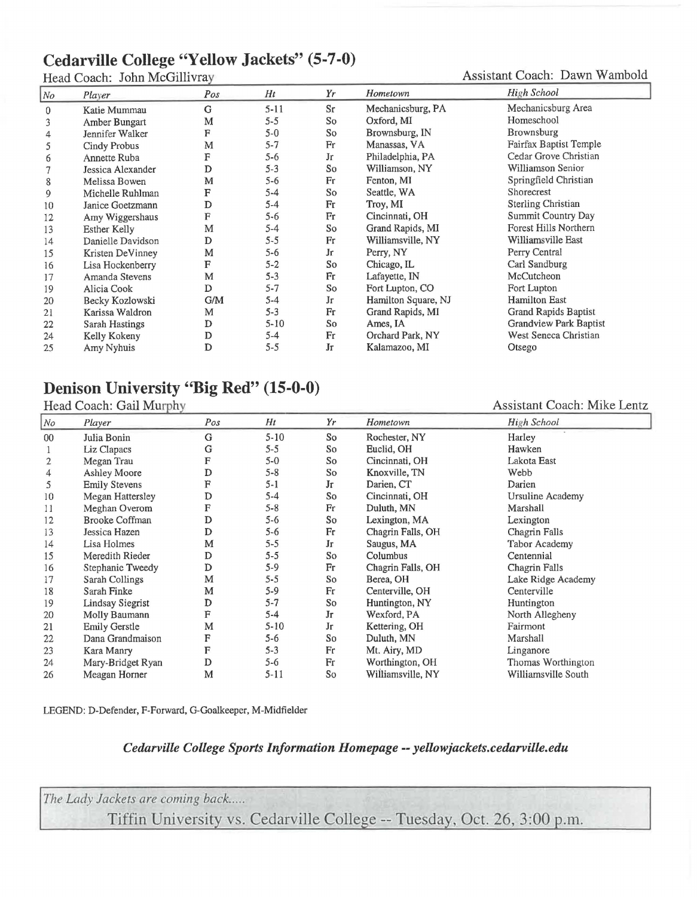## Cedarville College "Yellow Jackets" (5-7-0)

Head Coach: John McGillivray — Assistant Coach: Dawn Wambold

| No | Player | Pos | Ht | Yr | Hometown | High School |
|---|---|---|---|---|---|---|
| 0 | Katie Mummau | G | 5-11 | Sr | Mechanicsburg, PA | Mechanicsburg Area |
| 3 | Amber Bungart | M | 5-5 | So | Oxford, MI | Homeschool |
| 4 | Jennifer Walker | F | 5-0 | So | Brownsburg, IN | Brownsburg |
| 5 | Cindy Probus | M | 5-7 | Fr | Manassas, VA | Fairfax Baptist Temple |
| 6 | Annette Ruba | F | 5-6 | Jr | Philadelphia, PA | Cedar Grove Christian |
| 7 | Jessica Alexander | D | 5-3 | So | Williamson, NY | Williamson Senior |
| 8 | Melissa Bowen | M | 5-6 | Fr | Fenton, MI | Springfield Christian |
| 9 | Michelle Ruhlman | F | 5-4 | So | Seattle, WA | Shorecrest |
| 10 | Janice Goetzmann | D | 5-4 | Fr | Troy, MI | Sterling Christian |
| 12 | Amy Wiggershaus | F | 5-6 | Fr | Cincinnati, OH | Summit Country Day |
| 13 | Esther Kelly | M | 5-4 | So | Grand Rapids, MI | Forest Hills Northern |
| 14 | Danielle Davidson | D | 5-5 | Fr | Williamsville, NY | Williamsville East |
| 15 | Kristen DeVinney | M | 5-6 | Jr | Perry, NY | Perry Central |
| 16 | Lisa Hockenberry | F | 5-2 | So | Chicago, IL | Carl Sandburg |
| 17 | Amanda Stevens | M | 5-3 | Fr | Lafayette, IN | McCutcheon |
| 19 | Alicia Cook | D | 5-7 | So | Fort Lupton, CO | Fort Lupton |
| 20 | Becky Kozlowski | G/M | 5-4 | Jr | Hamilton Square, NJ | Hamilton East |
| 21 | Karissa Waldron | M | 5-3 | Fr | Grand Rapids, MI | Grand Rapids Baptist |
| 22 | Sarah Hastings | D | 5-10 | So | Ames, IA | Grandview Park Baptist |
| 24 | Kelly Kokeny | D | 5-4 | Fr | Orchard Park, NY | West Seneca Christian |
| 25 | Amy Nyhuis | D | 5-5 | Jr | Kalamazoo, MI | Otsego |

## Denison University "Big Red" (15-0-0)

Head Coach: Gail Murphy — Assistant Coach: Mike Lentz

| No | Player | Pos | Ht | Yr | Hometown | High School |
|---|---|---|---|---|---|---|
| 00 | Julia Bonin | G | 5-10 | So | Rochester, NY | Harley |
| 1 | Liz Clapacs | G | 5-5 | So | Euclid, OH | Hawken |
| 2 | Megan Trau | F | 5-0 | So | Cincinnati, OH | Lakota East |
| 4 | Ashley Moore | D | 5-8 | So | Knoxville, TN | Webb |
| 5 | Emily Stevens | F | 5-1 | Jr | Darien, CT | Darien |
| 10 | Megan Hattersley | D | 5-4 | So | Cincinnati, OH | Ursuline Academy |
| 11 | Meghan Overom | F | 5-8 | Fr | Duluth, MN | Marshall |
| 12 | Brooke Coffman | D | 5-6 | So | Lexington, MA | Lexington |
| 13 | Jessica Hazen | D | 5-6 | Fr | Chagrin Falls, OH | Chagrin Falls |
| 14 | Lisa Holmes | M | 5-5 | Jr | Saugus, MA | Tabor Academy |
| 15 | Meredith Rieder | D | 5-5 | So | Columbus | Centennial |
| 16 | Stephanic Tweedy | D | 5-9 | Fr | Chagrin Falls, OH | Chagrin Falls |
| 17 | Sarah Collings | M | 5-5 | So | Berea, OH | Lake Ridge Academy |
| 18 | Sarah Finke | M | 5-9 | Fr | Centerville, OH | Centerville |
| 19 | Lindsay Siegrist | D | 5-7 | So | Huntington, NY | Huntington |
| 20 | Molly Baumann | F | 5-4 | Jr | Wexford, PA | North Allegheny |
| 21 | Emily Gerstle | M | 5-10 | Jr | Kettering, OH | Fairmont |
| 22 | Dana Grandmaison | F | 5-6 | So | Duluth, MN | Marshall |
| 23 | Kara Manry | F | 5-3 | Fr | Mt. Airy, MD | Linganore |
| 24 | Mary-Bridget Ryan | D | 5-6 | Fr | Worthington, OH | Thomas Worthington |
| 26 | Meagan Horner | M | 5-11 | So | Williamsville, NY | Williamsville South |

LEGEND: D-Defender, F-Forward, G-Goalkeeper, M-Midfielder

***Cedarville College Sports Information Homepage -- yellowjackets.cedarville.edu***

*The Lady Jackets are coming back.....*

Tiffin University vs. Cedarville College -- Tuesday, Oct. 26, 3:00 p.m.